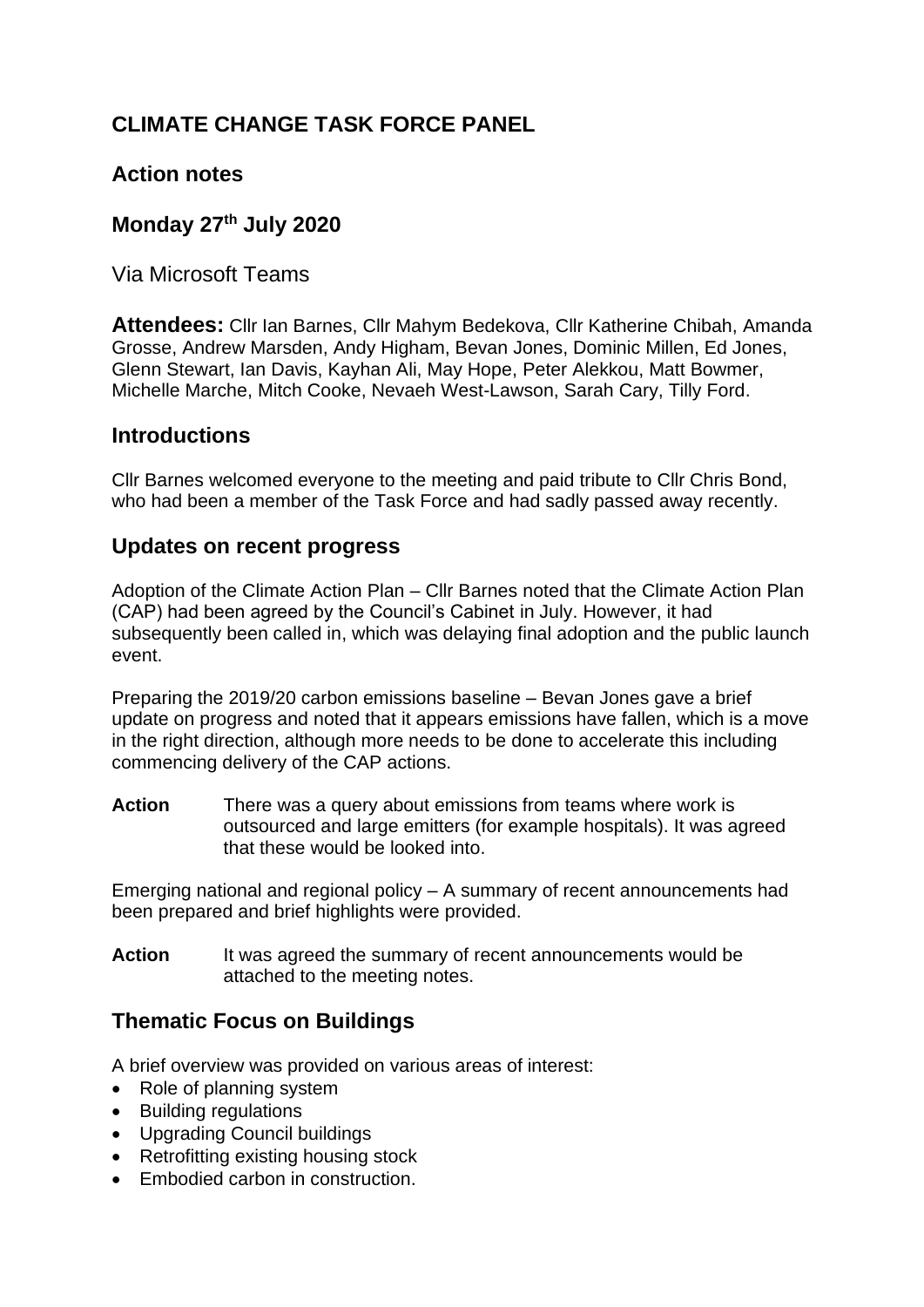# CLIMATE CHANGE TASK FORCE PANEL

## Action notes

## Monday 27th July 2020

Via Microsoft Teams

**Attendees:** Cllr Ian Barnes, Cllr Mahym Bedekova, Cllr Katherine Chibah, Amanda Grosse, Andrew Marsden, Andy Higham, Bevan Jones, Dominic Millen, Ed Jones, Glenn Stewart, Ian Davis, Kayhan Ali, May Hope, Peter Alekkou, Matt Bowmer, Michelle Marche, Mitch Cooke, Nevaeh West-Lawson, Sarah Cary, Tilly Ford.

## Introductions

Cllr Barnes welcomed everyone to the meeting and paid tribute to Cllr Chris Bond, who had been a member of the Task Force and had sadly passed away recently.

## Updates on recent progress

Adoption of the Climate Action Plan – Cllr Barnes noted that the Climate Action Plan (CAP) had been agreed by the Council's Cabinet in July. However, it had subsequently been called in, which was delaying final adoption and the public launch event.

Preparing the 2019/20 carbon emissions baseline – Bevan Jones gave a brief update on progress and noted that it appears emissions have fallen, which is a move in the right direction, although more needs to be done to accelerate this including commencing delivery of the CAP actions.

**Action** There was a query about emissions from teams where work is outsourced and large emitters (for example hospitals). It was agreed that these would be looked into.

Emerging national and regional policy – A summary of recent announcements had been prepared and brief highlights were provided.

**Action** It was agreed the summary of recent announcements would be attached to the meeting notes.

## Thematic Focus on Buildings

A brief overview was provided on various areas of interest:

- Role of planning system
- Building regulations
- Upgrading Council buildings
- Retrofitting existing housing stock
- Embodied carbon in construction.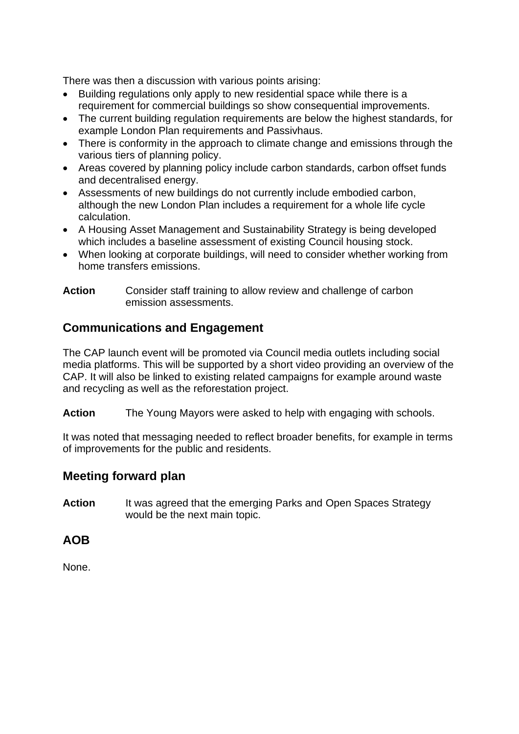There was then a discussion with various points arising:

- Building regulations only apply to new residential space while there is a requirement for commercial buildings so show consequential improvements.
- The current building regulation requirements are below the highest standards, for example London Plan requirements and Passivhaus.
- There is conformity in the approach to climate change and emissions through the various tiers of planning policy.
- Areas covered by planning policy include carbon standards, carbon offset funds and decentralised energy.
- Assessments of new buildings do not currently include embodied carbon, although the new London Plan includes a requirement for a whole life cycle calculation.
- A Housing Asset Management and Sustainability Strategy is being developed which includes a baseline assessment of existing Council housing stock.
- When looking at corporate buildings, will need to consider whether working from home transfers emissions.

**Action** Consider staff training to allow review and challenge of carbon emission assessments.

## Communications and Engagement

The CAP launch event will be promoted via Council media outlets including social media platforms. This will be supported by a short video providing an overview of the CAP. It will also be linked to existing related campaigns for example around waste and recycling as well as the reforestation project.

**Action** The Young Mayors were asked to help with engaging with schools.

It was noted that messaging needed to reflect broader benefits, for example in terms of improvements for the public and residents.

## Meeting forward plan

**Action** It was agreed that the emerging Parks and Open Spaces Strategy would be the next main topic.

## AOB

None.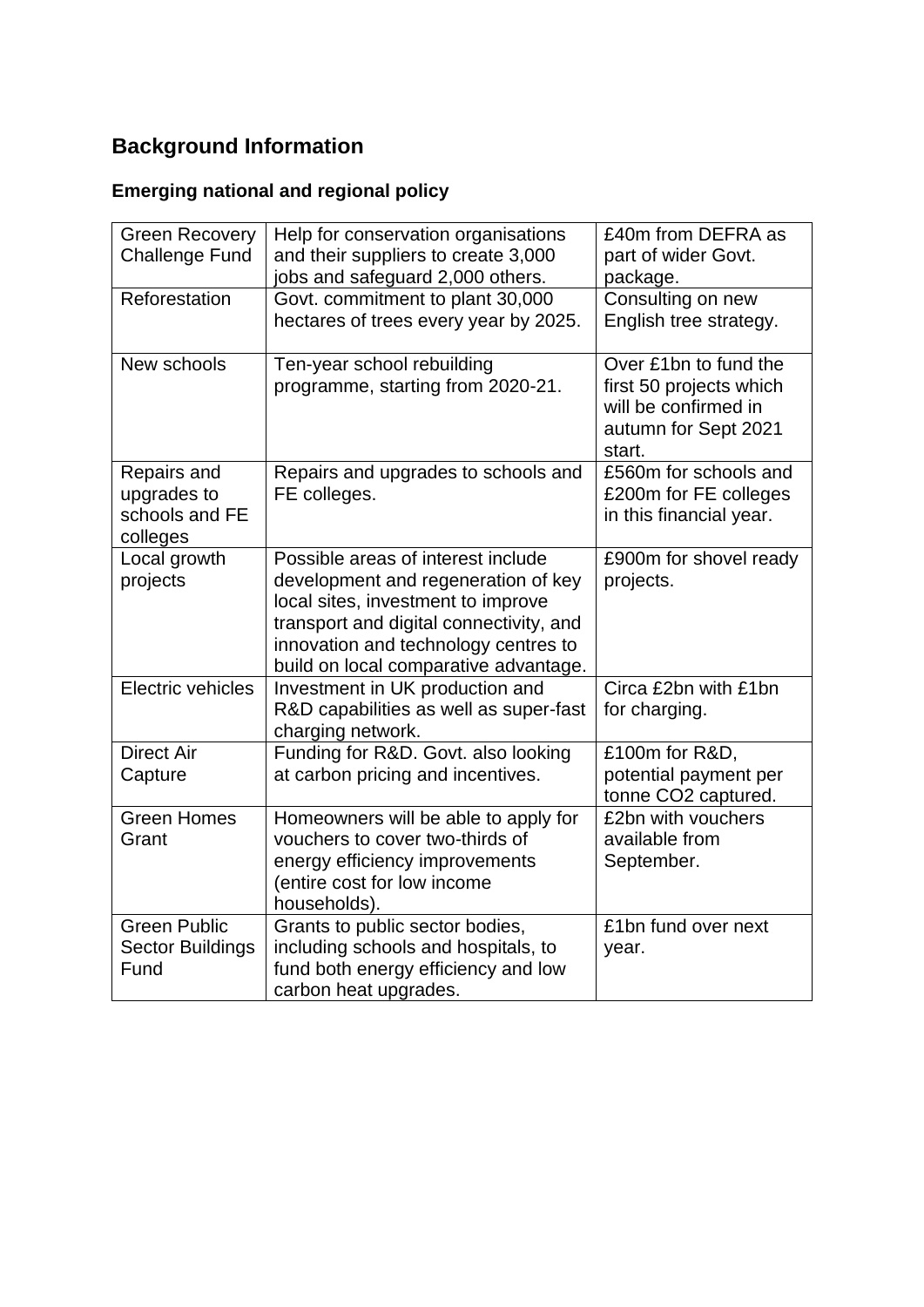## Background Information

### Emerging national and regional policy

| | | |
|---|---|---|
| Green Recovery Challenge Fund | Help for conservation organisations and their suppliers to create 3,000 jobs and safeguard 2,000 others. | £40m from DEFRA as part of wider Govt. package. |
| Reforestation | Govt. commitment to plant 30,000 hectares of trees every year by 2025. | Consulting on new English tree strategy. |
| New schools | Ten-year school rebuilding programme, starting from 2020-21. | Over £1bn to fund the first 50 projects which will be confirmed in autumn for Sept 2021 start. |
| Repairs and upgrades to schools and FE colleges | Repairs and upgrades to schools and FE colleges. | £560m for schools and £200m for FE colleges in this financial year. |
| Local growth projects | Possible areas of interest include development and regeneration of key local sites, investment to improve transport and digital connectivity, and innovation and technology centres to build on local comparative advantage. | £900m for shovel ready projects. |
| Electric vehicles | Investment in UK production and R&D capabilities as well as super-fast charging network. | Circa £2bn with £1bn for charging. |
| Direct Air Capture | Funding for R&D. Govt. also looking at carbon pricing and incentives. | £100m for R&D, potential payment per tonne CO2 captured. |
| Green Homes Grant | Homeowners will be able to apply for vouchers to cover two-thirds of energy efficiency improvements (entire cost for low income households). | £2bn with vouchers available from September. |
| Green Public Sector Buildings Fund | Grants to public sector bodies, including schools and hospitals, to fund both energy efficiency and low carbon heat upgrades. | £1bn fund over next year. |